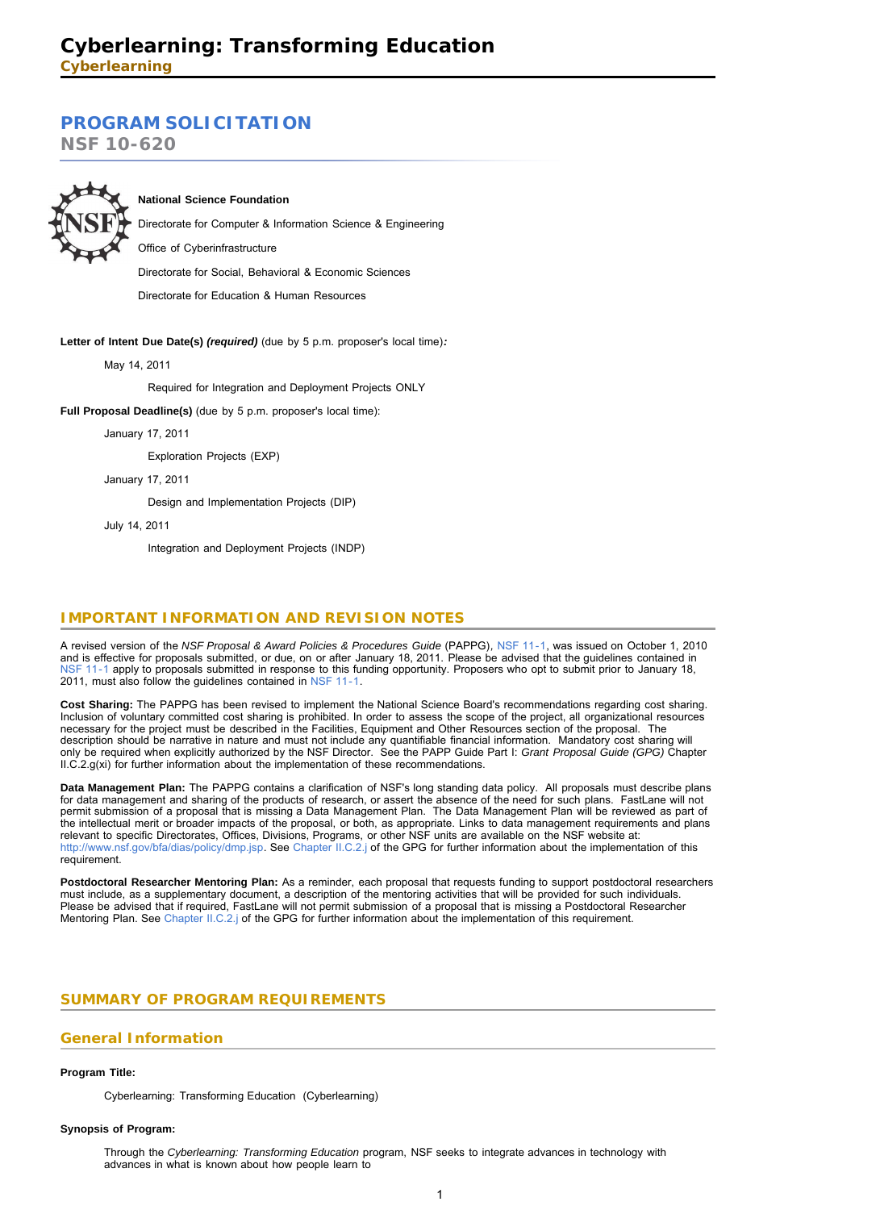# Cyberlearning: Transforming Education

**Cyberlearning**

## PROGRAM SOLICITATION

**NSF 10-620**

**National Science Foundation**

Directorate for Computer & Information Science & Engineering

Office of Cyberinfrastructure

Directorate for Social, Behavioral & Economic Sciences

Directorate for Education & Human Resources

**Letter of Intent Due Date(s)** ***(required)*** (due by 5 p.m. proposer's local time)***:***

May 14, 2011

Required for Integration and Deployment Projects ONLY

**Full Proposal Deadline(s)** (due by 5 p.m. proposer's local time):

January 17, 2011

Exploration Projects (EXP)

January 17, 2011

Design and Implementation Projects (DIP)

July 14, 2011

Integration and Deployment Projects (INDP)

## IMPORTANT INFORMATION AND REVISION NOTES

A revised version of the *NSF Proposal & Award Policies & Procedures Guide* (PAPPG), NSF 11-1, was issued on October 1, 2010 and is effective for proposals submitted, or due, on or after January 18, 2011. Please be advised that the guidelines contained in NSF 11-1 apply to proposals submitted in response to this funding opportunity. Proposers who opt to submit prior to January 18, 2011, must also follow the guidelines contained in NSF 11-1.

**Cost Sharing:** The PAPPG has been revised to implement the National Science Board's recommendations regarding cost sharing. Inclusion of voluntary committed cost sharing is prohibited. In order to assess the scope of the project, all organizational resources necessary for the project must be described in the Facilities, Equipment and Other Resources section of the proposal. The description should be narrative in nature and must not include any quantifiable financial information. Mandatory cost sharing will only be required when explicitly authorized by the NSF Director. See the PAPP Guide Part I: *Grant Proposal Guide (GPG)* Chapter II.C.2.g(xi) for further information about the implementation of these recommendations.

**Data Management Plan:** The PAPPG contains a clarification of NSF's long standing data policy. All proposals must describe plans for data management and sharing of the products of research, or assert the absence of the need for such plans. FastLane will not permit submission of a proposal that is missing a Data Management Plan. The Data Management Plan will be reviewed as part of the intellectual merit or broader impacts of the proposal, or both, as appropriate. Links to data management requirements and plans relevant to specific Directorates, Offices, Divisions, Programs, or other NSF units are available on the NSF website at: http://www.nsf.gov/bfa/dias/policy/dmp.jsp. See Chapter II.C.2.j of the GPG for further information about the implementation of this requirement.

**Postdoctoral Researcher Mentoring Plan:** As a reminder, each proposal that requests funding to support postdoctoral researchers must include, as a supplementary document, a description of the mentoring activities that will be provided for such individuals. Please be advised that if required, FastLane will not permit submission of a proposal that is missing a Postdoctoral Researcher Mentoring Plan. See Chapter II.C.2.j of the GPG for further information about the implementation of this requirement.

## SUMMARY OF PROGRAM REQUIREMENTS

### General Information

**Program Title:**

Cyberlearning: Transforming Education (Cyberlearning)

**Synopsis of Program:**

Through the *Cyberlearning: Transforming Education* program, NSF seeks to integrate advances in technology with advances in what is known about how people learn to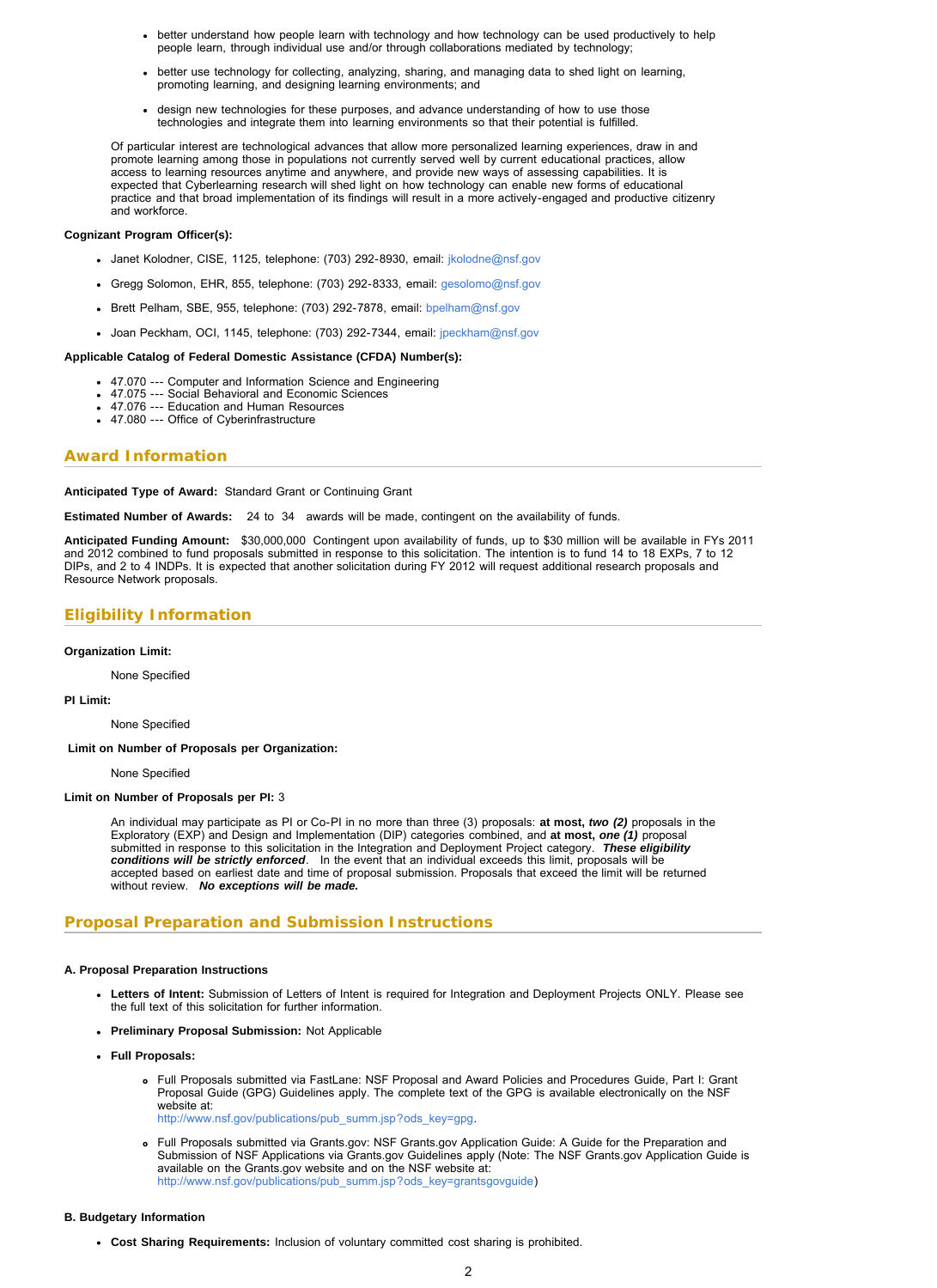- better understand how people learn with technology and how technology can be used productively to help people learn, through individual use and/or through collaborations mediated by technology;
- better use technology for collecting, analyzing, sharing, and managing data to shed light on learning, promoting learning, and designing learning environments; and
- design new technologies for these purposes, and advance understanding of how to use those technologies and integrate them into learning environments so that their potential is fulfilled.

Of particular interest are technological advances that allow more personalized learning experiences, draw in and promote learning among those in populations not currently served well by current educational practices, allow access to learning resources anytime and anywhere, and provide new ways of assessing capabilities. It is expected that Cyberlearning research will shed light on how technology can enable new forms of educational practice and that broad implementation of its findings will result in a more actively-engaged and productive citizenry and workforce.

**Cognizant Program Officer(s):**

- Janet Kolodner, CISE, 1125, telephone: (703) 292-8930, email: jkolodne@nsf.gov
- Gregg Solomon, EHR, 855, telephone: (703) 292-8333, email: gesolomo@nsf.gov
- Brett Pelham, SBE, 955, telephone: (703) 292-7878, email: bpelham@nsf.gov
- Joan Peckham, OCI, 1145, telephone: (703) 292-7344, email: jpeckham@nsf.gov

**Applicable Catalog of Federal Domestic Assistance (CFDA) Number(s):**

- 47.070 --- Computer and Information Science and Engineering
- 47.075 --- Social Behavioral and Economic Sciences
- 47.076 --- Education and Human Resources
- 47.080 --- Office of Cyberinfrastructure

## Award Information

**Anticipated Type of Award:** Standard Grant or Continuing Grant

**Estimated Number of Awards:** 24 to 34 awards will be made, contingent on the availability of funds.

**Anticipated Funding Amount:** $30,000,000 Contingent upon availability of funds, up to $30 million will be available in FYs 2011 and 2012 combined to fund proposals submitted in response to this solicitation. The intention is to fund 14 to 18 EXPs, 7 to 12 DIPs, and 2 to 4 INDPs. It is expected that another solicitation during FY 2012 will request additional research proposals and Resource Network proposals.

## Eligibility Information

**Organization Limit:**

None Specified

**PI Limit:**

None Specified

**Limit on Number of Proposals per Organization:**

None Specified

**Limit on Number of Proposals per PI:** 3

An individual may participate as PI or Co-PI in no more than three (3) proposals: **at most, *two (2)*** proposals in the Exploratory (EXP) and Design and Implementation (DIP) categories combined, and **at most, *one (1)*** proposal submitted in response to this solicitation in the Integration and Deployment Project category. ***These eligibility conditions will be strictly enforced***. In the event that an individual exceeds this limit, proposals will be accepted based on earliest date and time of proposal submission. Proposals that exceed the limit will be returned without review. ***No exceptions will be made.***

## Proposal Preparation and Submission Instructions

**A. Proposal Preparation Instructions**

- **Letters of Intent:** Submission of Letters of Intent is required for Integration and Deployment Projects ONLY. Please see the full text of this solicitation for further information.
- **Preliminary Proposal Submission:** Not Applicable
- **Full Proposals:**
  - Full Proposals submitted via FastLane: NSF Proposal and Award Policies and Procedures Guide, Part I: Grant Proposal Guide (GPG) Guidelines apply. The complete text of the GPG is available electronically on the NSF website at: http://www.nsf.gov/publications/pub_summ.jsp?ods_key=gpg.
  - Full Proposals submitted via Grants.gov: NSF Grants.gov Application Guide: A Guide for the Preparation and Submission of NSF Applications via Grants.gov Guidelines apply (Note: The NSF Grants.gov Application Guide is available on the Grants.gov website and on the NSF website at: http://www.nsf.gov/publications/pub_summ.jsp?ods_key=grantsgovguide)

**B. Budgetary Information**

- **Cost Sharing Requirements:** Inclusion of voluntary committed cost sharing is prohibited.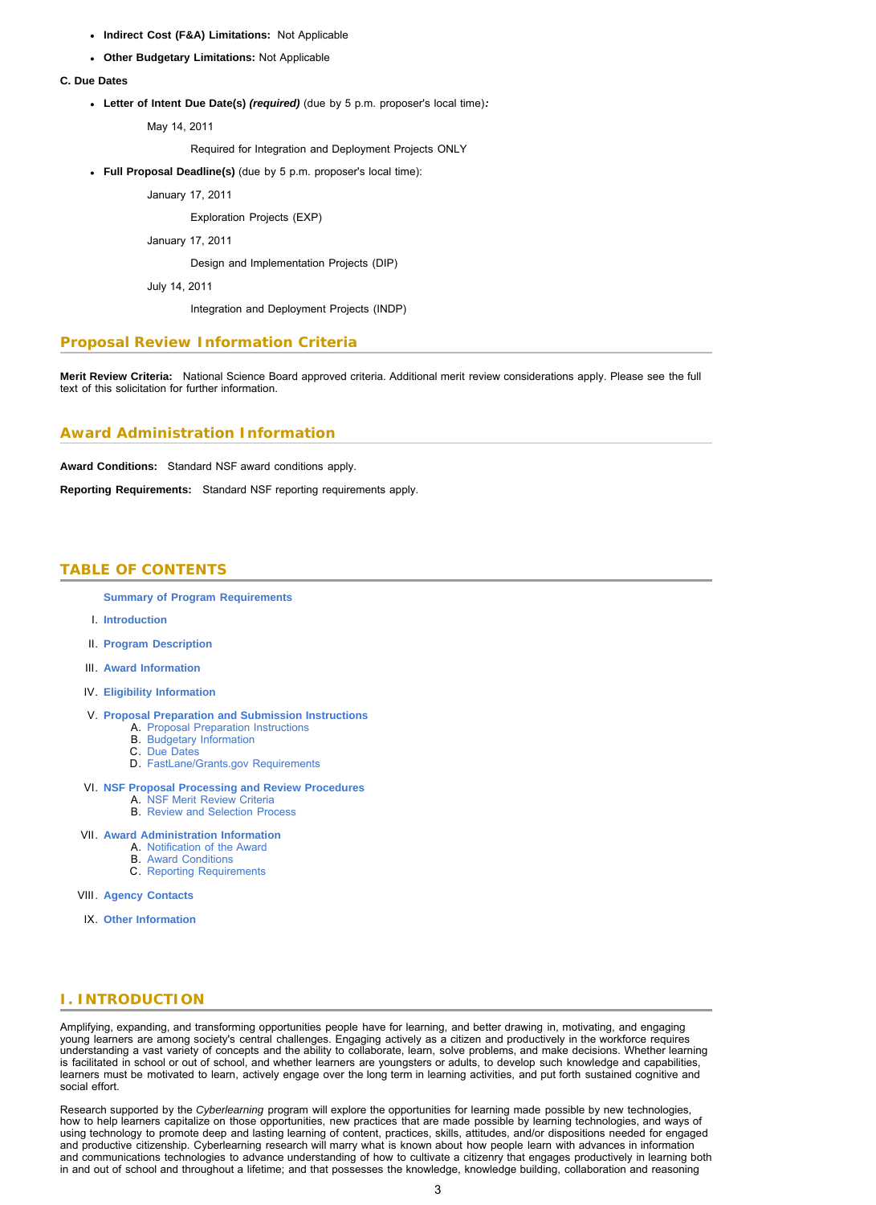- **Indirect Cost (F&A) Limitations:** Not Applicable
- **Other Budgetary Limitations:** Not Applicable

**C. Due Dates**

- **Letter of Intent Due Date(s)** ***(required)*** (due by 5 p.m. proposer's local time)***:***

  May 14, 2011

  Required for Integration and Deployment Projects ONLY

- **Full Proposal Deadline(s)** (due by 5 p.m. proposer's local time):

  January 17, 2011

  Exploration Projects (EXP)

  January 17, 2011

  Design and Implementation Projects (DIP)

  July 14, 2011

  Integration and Deployment Projects (INDP)

## Proposal Review Information Criteria

**Merit Review Criteria:** National Science Board approved criteria. Additional merit review considerations apply. Please see the full text of this solicitation for further information.

## Award Administration Information

**Award Conditions:** Standard NSF award conditions apply.

**Reporting Requirements:** Standard NSF reporting requirements apply.

## TABLE OF CONTENTS

**Summary of Program Requirements**

I. **Introduction**

II. **Program Description**

III. **Award Information**

IV. **Eligibility Information**

V. **Proposal Preparation and Submission Instructions**
   A. Proposal Preparation Instructions
   B. Budgetary Information
   C. Due Dates
   D. FastLane/Grants.gov Requirements

VI. **NSF Proposal Processing and Review Procedures**
   A. NSF Merit Review Criteria
   B. Review and Selection Process

VII. **Award Administration Information**
   A. Notification of the Award
   B. Award Conditions
   C. Reporting Requirements

VIII. **Agency Contacts**

IX. **Other Information**

## I. INTRODUCTION

Amplifying, expanding, and transforming opportunities people have for learning, and better drawing in, motivating, and engaging young learners are among society's central challenges. Engaging actively as a citizen and productively in the workforce requires understanding a vast variety of concepts and the ability to collaborate, learn, solve problems, and make decisions. Whether learning is facilitated in school or out of school, and whether learners are youngsters or adults, to develop such knowledge and capabilities, learners must be motivated to learn, actively engage over the long term in learning activities, and put forth sustained cognitive and social effort.

Research supported by the *Cyberlearning* program will explore the opportunities for learning made possible by new technologies, how to help learners capitalize on those opportunities, new practices that are made possible by learning technologies, and ways of using technology to promote deep and lasting learning of content, practices, skills, attitudes, and/or dispositions needed for engaged and productive citizenship. Cyberlearning research will marry what is known about how people learn with advances in information and communications technologies to advance understanding of how to cultivate a citizenry that engages productively in learning both in and out of school and throughout a lifetime; and that possesses the knowledge, knowledge building, collaboration and reasoning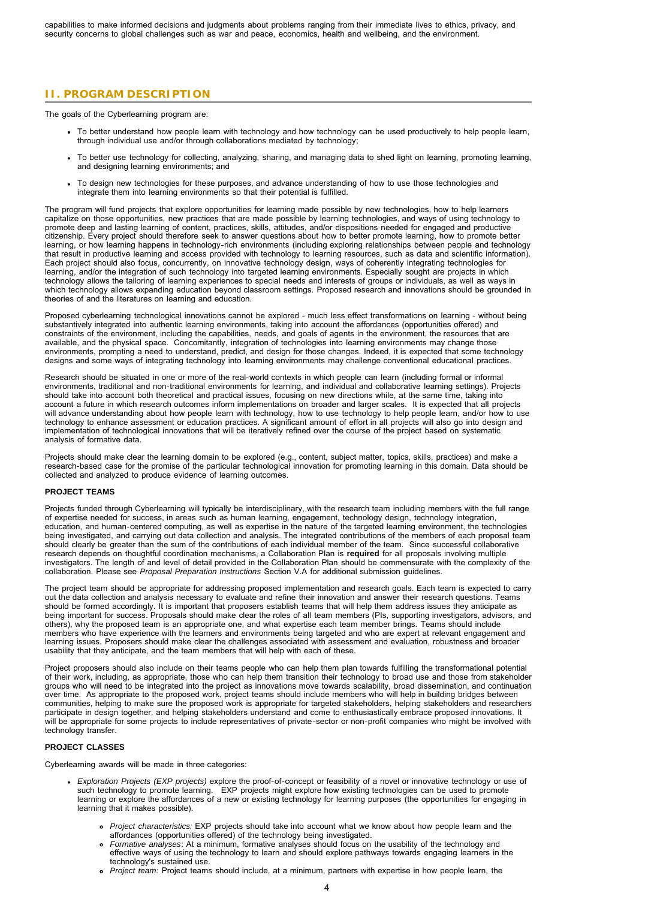capabilities to make informed decisions and judgments about problems ranging from their immediate lives to ethics, privacy, and security concerns to global challenges such as war and peace, economics, health and wellbeing, and the environment.

## II. PROGRAM DESCRIPTION

The goals of the Cyberlearning program are:

- To better understand how people learn with technology and how technology can be used productively to help people learn, through individual use and/or through collaborations mediated by technology;
- To better use technology for collecting, analyzing, sharing, and managing data to shed light on learning, promoting learning, and designing learning environments; and
- To design new technologies for these purposes, and advance understanding of how to use those technologies and integrate them into learning environments so that their potential is fulfilled.

The program will fund projects that explore opportunities for learning made possible by new technologies, how to help learners capitalize on those opportunities, new practices that are made possible by learning technologies, and ways of using technology to promote deep and lasting learning of content, practices, skills, attitudes, and/or dispositions needed for engaged and productive citizenship. Every project should therefore seek to answer questions about how to better promote learning, how to promote better learning, or how learning happens in technology-rich environments (including exploring relationships between people and technology that result in productive learning and access provided with technology to learning resources, such as data and scientific information). Each project should also focus, concurrently, on innovative technology design, ways of coherently integrating technologies for learning, and/or the integration of such technology into targeted learning environments. Especially sought are projects in which technology allows the tailoring of learning experiences to special needs and interests of groups or individuals, as well as ways in which technology allows expanding education beyond classroom settings. Proposed research and innovations should be grounded in theories of and the literatures on learning and education.

Proposed cyberlearning technological innovations cannot be explored - much less effect transformations on learning - without being substantively integrated into authentic learning environments, taking into account the affordances (opportunities offered) and constraints of the environment, including the capabilities, needs, and goals of agents in the environment, the resources that are available, and the physical space. Concomitantly, integration of technologies into learning environments may change those environments, prompting a need to understand, predict, and design for those changes. Indeed, it is expected that some technology designs and some ways of integrating technology into learning environments may challenge conventional educational practices.

Research should be situated in one or more of the real-world contexts in which people can learn (including formal or informal environments, traditional and non-traditional environments for learning, and individual and collaborative learning settings). Projects should take into account both theoretical and practical issues, focusing on new directions while, at the same time, taking into account a future in which research outcomes inform implementations on broader and larger scales. It is expected that all projects will advance understanding about how people learn with technology, how to use technology to help people learn, and/or how to use technology to enhance assessment or education practices. A significant amount of effort in all projects will also go into design and implementation of technological innovations that will be iteratively refined over the course of the project based on systematic analysis of formative data.

Projects should make clear the learning domain to be explored (e.g., content, subject matter, topics, skills, practices) and make a research-based case for the promise of the particular technological innovation for promoting learning in this domain. Data should be collected and analyzed to produce evidence of learning outcomes.

### PROJECT TEAMS

Projects funded through Cyberlearning will typically be interdisciplinary, with the research team including members with the full range of expertise needed for success, in areas such as human learning, engagement, technology design, technology integration, education, and human-centered computing, as well as expertise in the nature of the targeted learning environment, the technologies being investigated, and carrying out data collection and analysis. The integrated contributions of the members of each proposal team should clearly be greater than the sum of the contributions of each individual member of the team. Since successful collaborative research depends on thoughtful coordination mechanisms, a Collaboration Plan is **required** for all proposals involving multiple investigators. The length of and level of detail provided in the Collaboration Plan should be commensurate with the complexity of the collaboration. Please see *Proposal Preparation Instructions* Section V.A for additional submission guidelines.

The project team should be appropriate for addressing proposed implementation and research goals. Each team is expected to carry out the data collection and analysis necessary to evaluate and refine their innovation and answer their research questions. Teams should be formed accordingly. It is important that proposers establish teams that will help them address issues they anticipate as being important for success. Proposals should make clear the roles of all team members (PIs, supporting investigators, advisors, and others), why the proposed team is an appropriate one, and what expertise each team member brings. Teams should include members who have experience with the learners and environments being targeted and who are expert at relevant engagement and learning issues. Proposers should make clear the challenges associated with assessment and evaluation, robustness and broader usability that they anticipate, and the team members that will help with each of these.

Project proposers should also include on their teams people who can help them plan towards fulfilling the transformational potential of their work, including, as appropriate, those who can help them transition their technology to broad use and those from stakeholder groups who will need to be integrated into the project as innovations move towards scalability, broad dissemination, and continuation over time. As appropriate to the proposed work, project teams should include members who will help in building bridges between communities, helping to make sure the proposed work is appropriate for targeted stakeholders, helping stakeholders and researchers participate in design together, and helping stakeholders understand and come to enthusiastically embrace proposed innovations. It will be appropriate for some projects to include representatives of private-sector or non-profit companies who might be involved with technology transfer.

### PROJECT CLASSES

Cyberlearning awards will be made in three categories:

- *Exploration Projects (EXP projects)* explore the proof-of-concept or feasibility of a novel or innovative technology or use of such technology to promote learning. EXP projects might explore how existing technologies can be used to promote learning or explore the affordances of a new or existing technology for learning purposes (the opportunities for engaging in learning that it makes possible).
  - *Project characteristics:* EXP projects should take into account what we know about how people learn and the affordances (opportunities offered) of the technology being investigated.
  - *Formative analyses*: At a minimum, formative analyses should focus on the usability of the technology and effective ways of using the technology to learn and should explore pathways towards engaging learners in the technology's sustained use.
  - *Project team:* Project teams should include, at a minimum, partners with expertise in how people learn, the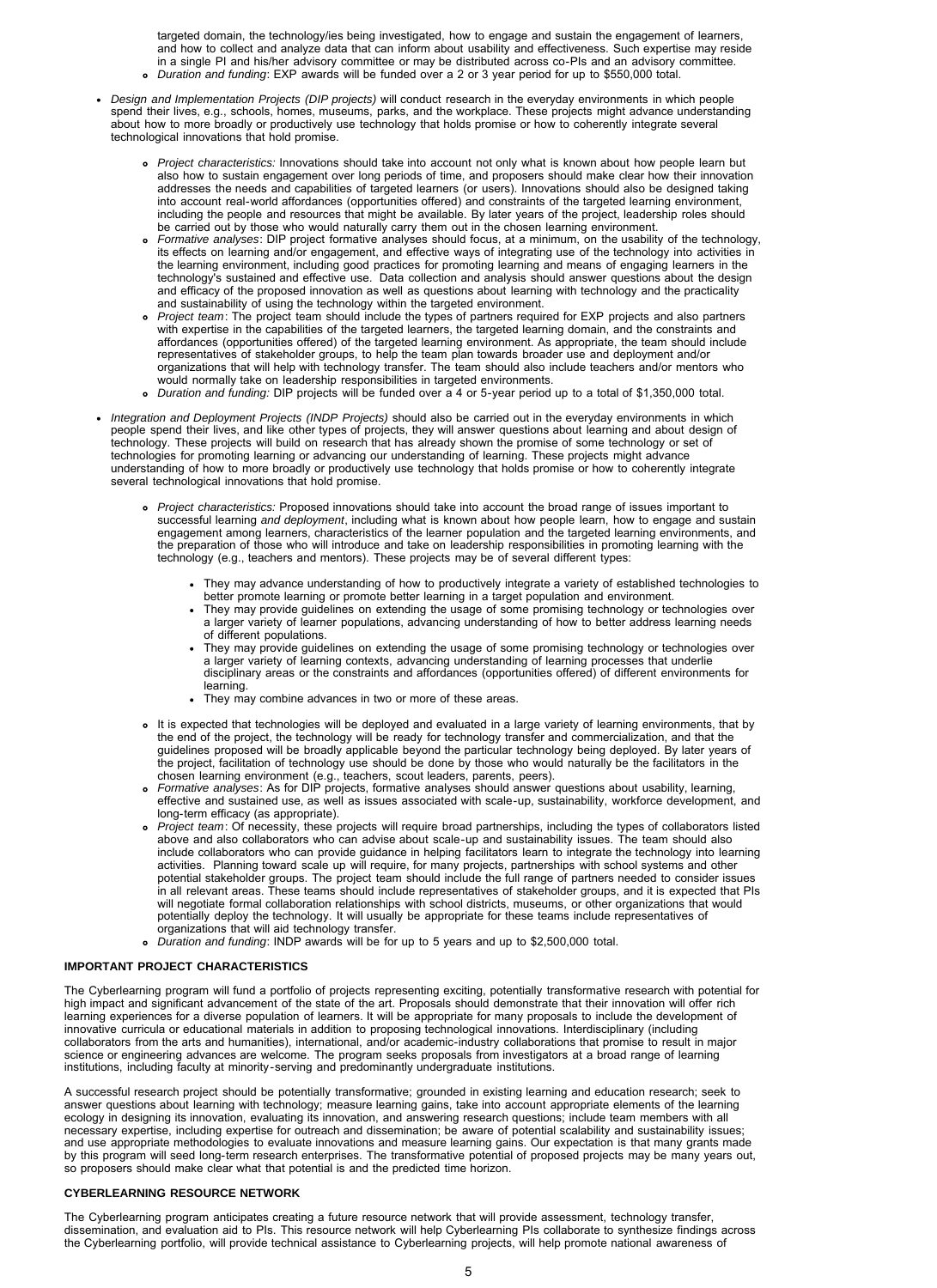targeted domain, the technology/ies being investigated, how to engage and sustain the engagement of learners, and how to collect and analyze data that can inform about usability and effectiveness. Such expertise may reside in a single PI and his/her advisory committee or may be distributed across co-PIs and an advisory committee.
  - *Duration and funding*: EXP awards will be funded over a 2 or 3 year period for up to $550,000 total.

- *Design and Implementation Projects (DIP projects)* will conduct research in the everyday environments in which people spend their lives, e.g., schools, homes, museums, parks, and the workplace. These projects might advance understanding about how to more broadly or productively use technology that holds promise or how to coherently integrate several technological innovations that hold promise.

  - *Project characteristics:* Innovations should take into account not only what is known about how people learn but also how to sustain engagement over long periods of time, and proposers should make clear how their innovation addresses the needs and capabilities of targeted learners (or users). Innovations should also be designed taking into account real-world affordances (opportunities offered) and constraints of the targeted learning environment, including the people and resources that might be available. By later years of the project, leadership roles should be carried out by those who would naturally carry them out in the chosen learning environment.
  - *Formative analyses*: DIP project formative analyses should focus, at a minimum, on the usability of the technology, its effects on learning and/or engagement, and effective ways of integrating use of the technology into activities in the learning environment, including good practices for promoting learning and means of engaging learners in the technology's sustained and effective use. Data collection and analysis should answer questions about the design and efficacy of the proposed innovation as well as questions about learning with technology and the practicality and sustainability of using the technology within the targeted environment.
  - *Project team*: The project team should include the types of partners required for EXP projects and also partners with expertise in the capabilities of the targeted learners, the targeted learning domain, and the constraints and affordances (opportunities offered) of the targeted learning environment. As appropriate, the team should include representatives of stakeholder groups, to help the team plan towards broader use and deployment and/or organizations that will help with technology transfer. The team should also include teachers and/or mentors who would normally take on leadership responsibilities in targeted environments.
  - *Duration and funding:* DIP projects will be funded over a 4 or 5-year period up to a total of $1,350,000 total.

- *Integration and Deployment Projects (INDP Projects)* should also be carried out in the everyday environments in which people spend their lives, and like other types of projects, they will answer questions about learning and about design of technology. These projects will build on research that has already shown the promise of some technology or set of technologies for promoting learning or advancing our understanding of learning. These projects might advance understanding of how to more broadly or productively use technology that holds promise or how to coherently integrate several technological innovations that hold promise.

  - *Project characteristics:* Proposed innovations should take into account the broad range of issues important to successful learning *and deployment*, including what is known about how people learn, how to engage and sustain engagement among learners, characteristics of the learner population and the targeted learning environments, and the preparation of those who will introduce and take on leadership responsibilities in promoting learning with the technology (e.g., teachers and mentors). These projects may be of several different types:

    - They may advance understanding of how to productively integrate a variety of established technologies to better promote learning or promote better learning in a target population and environment.
    - They may provide guidelines on extending the usage of some promising technology or technologies over a larger variety of learner populations, advancing understanding of how to better address learning needs of different populations.
    - They may provide guidelines on extending the usage of some promising technology or technologies over a larger variety of learning contexts, advancing understanding of learning processes that underlie disciplinary areas or the constraints and affordances (opportunities offered) of different environments for learning.
    - They may combine advances in two or more of these areas.

  - It is expected that technologies will be deployed and evaluated in a large variety of learning environments, that by the end of the project, the technology will be ready for technology transfer and commercialization, and that the guidelines proposed will be broadly applicable beyond the particular technology being deployed. By later years of the project, facilitation of technology use should be done by those who would naturally be the facilitators in the chosen learning environment (e.g., teachers, scout leaders, parents, peers).
  - *Formative analyses*: As for DIP projects, formative analyses should answer questions about usability, learning, effective and sustained use, as well as issues associated with scale-up, sustainability, workforce development, and long-term efficacy (as appropriate).
  - *Project team*: Of necessity, these projects will require broad partnerships, including the types of collaborators listed above and also collaborators who can advise about scale-up and sustainability issues. The team should also include collaborators who can provide guidance in helping facilitators learn to integrate the technology into learning activities. Planning toward scale up will require, for many projects, partnerships with school systems and other potential stakeholder groups. The project team should include the full range of partners needed to consider issues in all relevant areas. These teams should include representatives of stakeholder groups, and it is expected that PIs will negotiate formal collaboration relationships with school districts, museums, or other organizations that would potentially deploy the technology. It will usually be appropriate for these teams include representatives of organizations that will aid technology transfer.
  - *Duration and funding*: INDP awards will be for up to 5 years and up to $2,500,000 total.

### IMPORTANT PROJECT CHARACTERISTICS

The Cyberlearning program will fund a portfolio of projects representing exciting, potentially transformative research with potential for high impact and significant advancement of the state of the art. Proposals should demonstrate that their innovation will offer rich learning experiences for a diverse population of learners. It will be appropriate for many proposals to include the development of innovative curricula or educational materials in addition to proposing technological innovations. Interdisciplinary (including collaborators from the arts and humanities), international, and/or academic-industry collaborations that promise to result in major science or engineering advances are welcome. The program seeks proposals from investigators at a broad range of learning institutions, including faculty at minority-serving and predominantly undergraduate institutions.

A successful research project should be potentially transformative; grounded in existing learning and education research; seek to answer questions about learning with technology; measure learning gains, take into account appropriate elements of the learning ecology in designing its innovation, evaluating its innovation, and answering research questions; include team members with all necessary expertise, including expertise for outreach and dissemination; be aware of potential scalability and sustainability issues; and use appropriate methodologies to evaluate innovations and measure learning gains. Our expectation is that many grants made by this program will seed long-term research enterprises. The transformative potential of proposed projects may be many years out, so proposers should make clear what that potential is and the predicted time horizon.

### CYBERLEARNING RESOURCE NETWORK

The Cyberlearning program anticipates creating a future resource network that will provide assessment, technology transfer, dissemination, and evaluation aid to PIs. This resource network will help Cyberlearning PIs collaborate to synthesize findings across the Cyberlearning portfolio, will provide technical assistance to Cyberlearning projects, will help promote national awareness of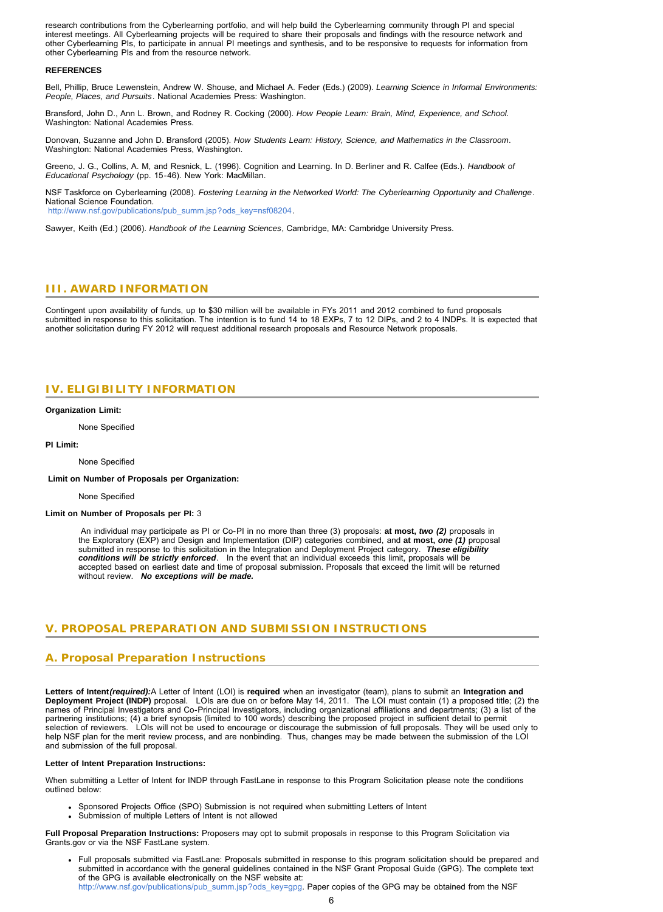research contributions from the Cyberlearning portfolio, and will help build the Cyberlearning community through PI and special interest meetings. All Cyberlearning projects will be required to share their proposals and findings with the resource network and other Cyberlearning PIs, to participate in annual PI meetings and synthesis, and to be responsive to requests for information from other Cyberlearning PIs and from the resource network.

**REFERENCES**

Bell, Phillip, Bruce Lewenstein, Andrew W. Shouse, and Michael A. Feder (Eds.) (2009). *Learning Science in Informal Environments: People, Places, and Pursuits*. National Academies Press: Washington.

Bransford, John D., Ann L. Brown, and Rodney R. Cocking (2000). *How People Learn: Brain, Mind, Experience, and School.* Washington: National Academies Press.

Donovan, Suzanne and John D. Bransford (2005). *How Students Learn: History, Science, and Mathematics in the Classroom*. Washington: National Academies Press, Washington.

Greeno, J. G., Collins, A. M, and Resnick, L. (1996). Cognition and Learning. In D. Berliner and R. Calfee (Eds.). *Handbook of Educational Psychology* (pp. 15-46). New York: MacMillan.

NSF Taskforce on Cyberlearning (2008). *Fostering Learning in the Networked World: The Cyberlearning Opportunity and Challenge*. National Science Foundation.
http://www.nsf.gov/publications/pub_summ.jsp?ods_key=nsf08204.

Sawyer, Keith (Ed.) (2006). *Handbook of the Learning Sciences*, Cambridge, MA: Cambridge University Press.

## III. AWARD INFORMATION

Contingent upon availability of funds, up to $30 million will be available in FYs 2011 and 2012 combined to fund proposals submitted in response to this solicitation. The intention is to fund 14 to 18 EXPs, 7 to 12 DIPs, and 2 to 4 INDPs. It is expected that another solicitation during FY 2012 will request additional research proposals and Resource Network proposals.

## IV. ELIGIBILITY INFORMATION

**Organization Limit:**

None Specified

**PI Limit:**

None Specified

**Limit on Number of Proposals per Organization:**

None Specified

**Limit on Number of Proposals per PI:** 3

An individual may participate as PI or Co-PI in no more than three (3) proposals: **at most, *two (2)*** proposals in the Exploratory (EXP) and Design and Implementation (DIP) categories combined, and **at most, *one (1)*** proposal submitted in response to this solicitation in the Integration and Deployment Project category. ***These eligibility conditions will be strictly enforced***. In the event that an individual exceeds this limit, proposals will be accepted based on earliest date and time of proposal submission. Proposals that exceed the limit will be returned without review. ***No exceptions will be made.***

## V. PROPOSAL PREPARATION AND SUBMISSION INSTRUCTIONS

### A. Proposal Preparation Instructions

**Letters of Intent*(required):*** A Letter of Intent (LOI) is **required** when an investigator (team), plans to submit an **Integration and Deployment Project (INDP)** proposal. LOIs are due on or before May 14, 2011. The LOI must contain (1) a proposed title; (2) the names of Principal Investigators and Co-Principal Investigators, including organizational affiliations and departments; (3) a list of the partnering institutions; (4) a brief synopsis (limited to 100 words) describing the proposed project in sufficient detail to permit selection of reviewers. LOIs will not be used to encourage or discourage the submission of full proposals. They will be used only to help NSF plan for the merit review process, and are nonbinding. Thus, changes may be made between the submission of the LOI and submission of the full proposal.

**Letter of Intent Preparation Instructions:**

When submitting a Letter of Intent for INDP through FastLane in response to this Program Solicitation please note the conditions outlined below:

- Sponsored Projects Office (SPO) Submission is not required when submitting Letters of Intent
- Submission of multiple Letters of Intent is not allowed

**Full Proposal Preparation Instructions:** Proposers may opt to submit proposals in response to this Program Solicitation via Grants.gov or via the NSF FastLane system.

- Full proposals submitted via FastLane: Proposals submitted in response to this program solicitation should be prepared and submitted in accordance with the general guidelines contained in the NSF Grant Proposal Guide (GPG). The complete text of the GPG is available electronically on the NSF website at: http://www.nsf.gov/publications/pub_summ.jsp?ods_key=gpg. Paper copies of the GPG may be obtained from the NSF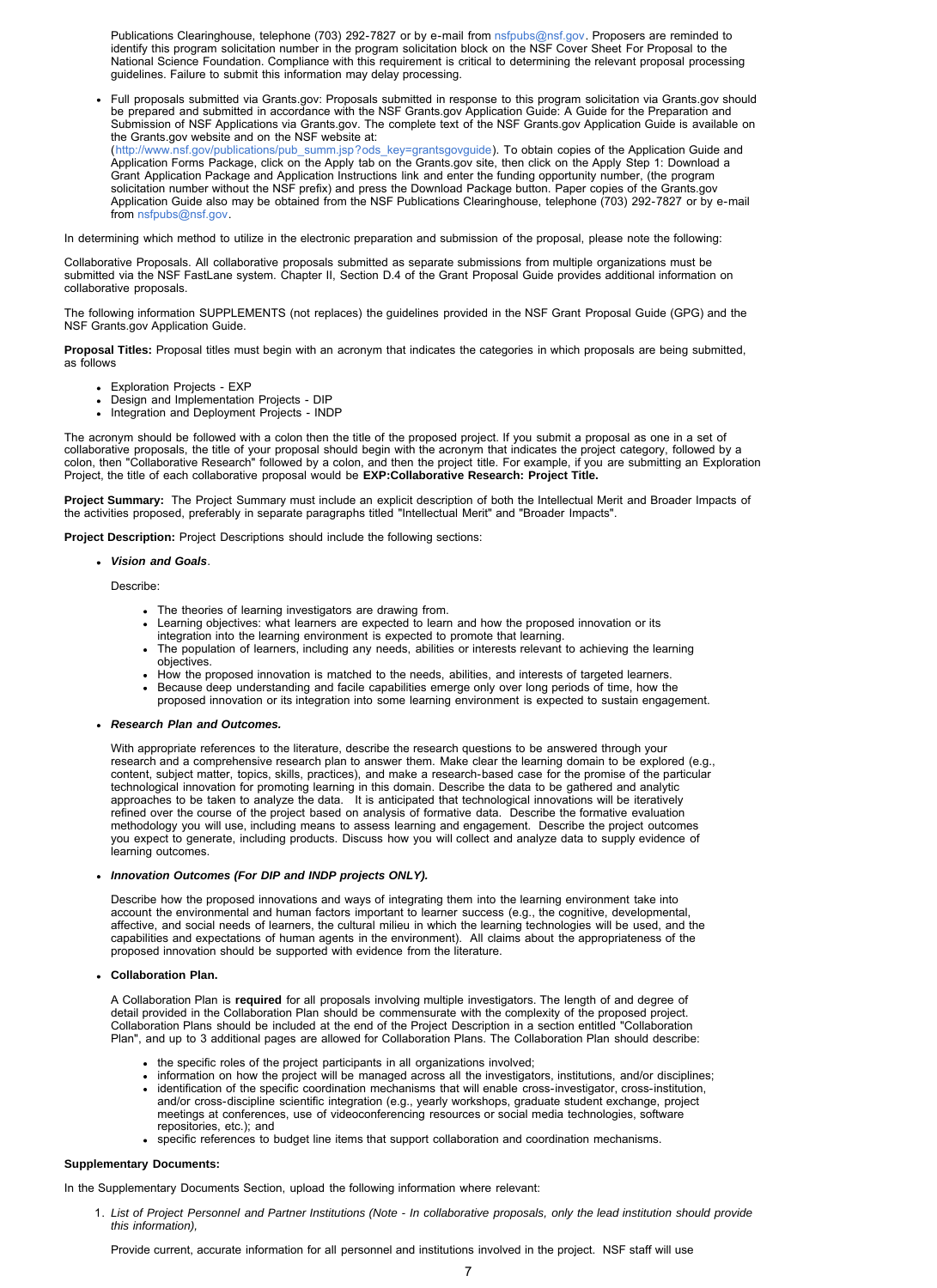Publications Clearinghouse, telephone (703) 292-7827 or by e-mail from nsfpubs@nsf.gov. Proposers are reminded to identify this program solicitation number in the program solicitation block on the NSF Cover Sheet For Proposal to the National Science Foundation. Compliance with this requirement is critical to determining the relevant proposal processing guidelines. Failure to submit this information may delay processing.

- Full proposals submitted via Grants.gov: Proposals submitted in response to this program solicitation via Grants.gov should be prepared and submitted in accordance with the NSF Grants.gov Application Guide: A Guide for the Preparation and Submission of NSF Applications via Grants.gov. The complete text of the NSF Grants.gov Application Guide is available on the Grants.gov website and on the NSF website at: (http://www.nsf.gov/publications/pub_summ.jsp?ods_key=grantsgovguide). To obtain copies of the Application Guide and Application Forms Package, click on the Apply tab on the Grants.gov site, then click on the Apply Step 1: Download a Grant Application Package and Application Instructions link and enter the funding opportunity number, (the program solicitation number without the NSF prefix) and press the Download Package button. Paper copies of the Grants.gov Application Guide also may be obtained from the NSF Publications Clearinghouse, telephone (703) 292-7827 or by e-mail from nsfpubs@nsf.gov.

In determining which method to utilize in the electronic preparation and submission of the proposal, please note the following:

Collaborative Proposals. All collaborative proposals submitted as separate submissions from multiple organizations must be submitted via the NSF FastLane system. Chapter II, Section D.4 of the Grant Proposal Guide provides additional information on collaborative proposals.

The following information SUPPLEMENTS (not replaces) the guidelines provided in the NSF Grant Proposal Guide (GPG) and the NSF Grants.gov Application Guide.

**Proposal Titles:** Proposal titles must begin with an acronym that indicates the categories in which proposals are being submitted, as follows

- Exploration Projects - EXP
- Design and Implementation Projects - DIP
- Integration and Deployment Projects - INDP

The acronym should be followed with a colon then the title of the proposed project. If you submit a proposal as one in a set of collaborative proposals, the title of your proposal should begin with the acronym that indicates the project category, followed by a colon, then "Collaborative Research" followed by a colon, and then the project title. For example, if you are submitting an Exploration Project, the title of each collaborative proposal would be **EXP:Collaborative Research: Project Title.**

**Project Summary:** The Project Summary must include an explicit description of both the Intellectual Merit and Broader Impacts of the activities proposed, preferably in separate paragraphs titled "Intellectual Merit" and "Broader Impacts".

**Project Description:** Project Descriptions should include the following sections:

- ***Vision and Goals***.

  Describe:

  - The theories of learning investigators are drawing from.
  - Learning objectives: what learners are expected to learn and how the proposed innovation or its integration into the learning environment is expected to promote that learning.
  - The population of learners, including any needs, abilities or interests relevant to achieving the learning objectives.
  - How the proposed innovation is matched to the needs, abilities, and interests of targeted learners.
  - Because deep understanding and facile capabilities emerge only over long periods of time, how the proposed innovation or its integration into some learning environment is expected to sustain engagement.

- ***Research Plan and Outcomes.***

  With appropriate references to the literature, describe the research questions to be answered through your research and a comprehensive research plan to answer them. Make clear the learning domain to be explored (e.g., content, subject matter, topics, skills, practices), and make a research-based case for the promise of the particular technological innovation for promoting learning in this domain. Describe the data to be gathered and analytic approaches to be taken to analyze the data. It is anticipated that technological innovations will be iteratively refined over the course of the project based on analysis of formative data. Describe the formative evaluation methodology you will use, including means to assess learning and engagement. Describe the project outcomes you expect to generate, including products. Discuss how you will collect and analyze data to supply evidence of learning outcomes.

- ***Innovation Outcomes (For DIP and INDP projects ONLY).***

  Describe how the proposed innovations and ways of integrating them into the learning environment take into account the environmental and human factors important to learner success (e.g., the cognitive, developmental, affective, and social needs of learners, the cultural milieu in which the learning technologies will be used, and the capabilities and expectations of human agents in the environment). All claims about the appropriateness of the proposed innovation should be supported with evidence from the literature.

- **Collaboration Plan.**

  A Collaboration Plan is **required** for all proposals involving multiple investigators. The length of and degree of detail provided in the Collaboration Plan should be commensurate with the complexity of the proposed project. Collaboration Plans should be included at the end of the Project Description in a section entitled "Collaboration Plan", and up to 3 additional pages are allowed for Collaboration Plans. The Collaboration Plan should describe:

  - the specific roles of the project participants in all organizations involved;
  - information on how the project will be managed across all the investigators, institutions, and/or disciplines;
  - identification of the specific coordination mechanisms that will enable cross-investigator, cross-institution, and/or cross-discipline scientific integration (e.g., yearly workshops, graduate student exchange, project meetings at conferences, use of videoconferencing resources or social media technologies, software repositories, etc.); and
  - specific references to budget line items that support collaboration and coordination mechanisms.

**Supplementary Documents:**

In the Supplementary Documents Section, upload the following information where relevant:

1. *List of Project Personnel and Partner Institutions (Note - In collaborative proposals, only the lead institution should provide this information),*

   Provide current, accurate information for all personnel and institutions involved in the project. NSF staff will use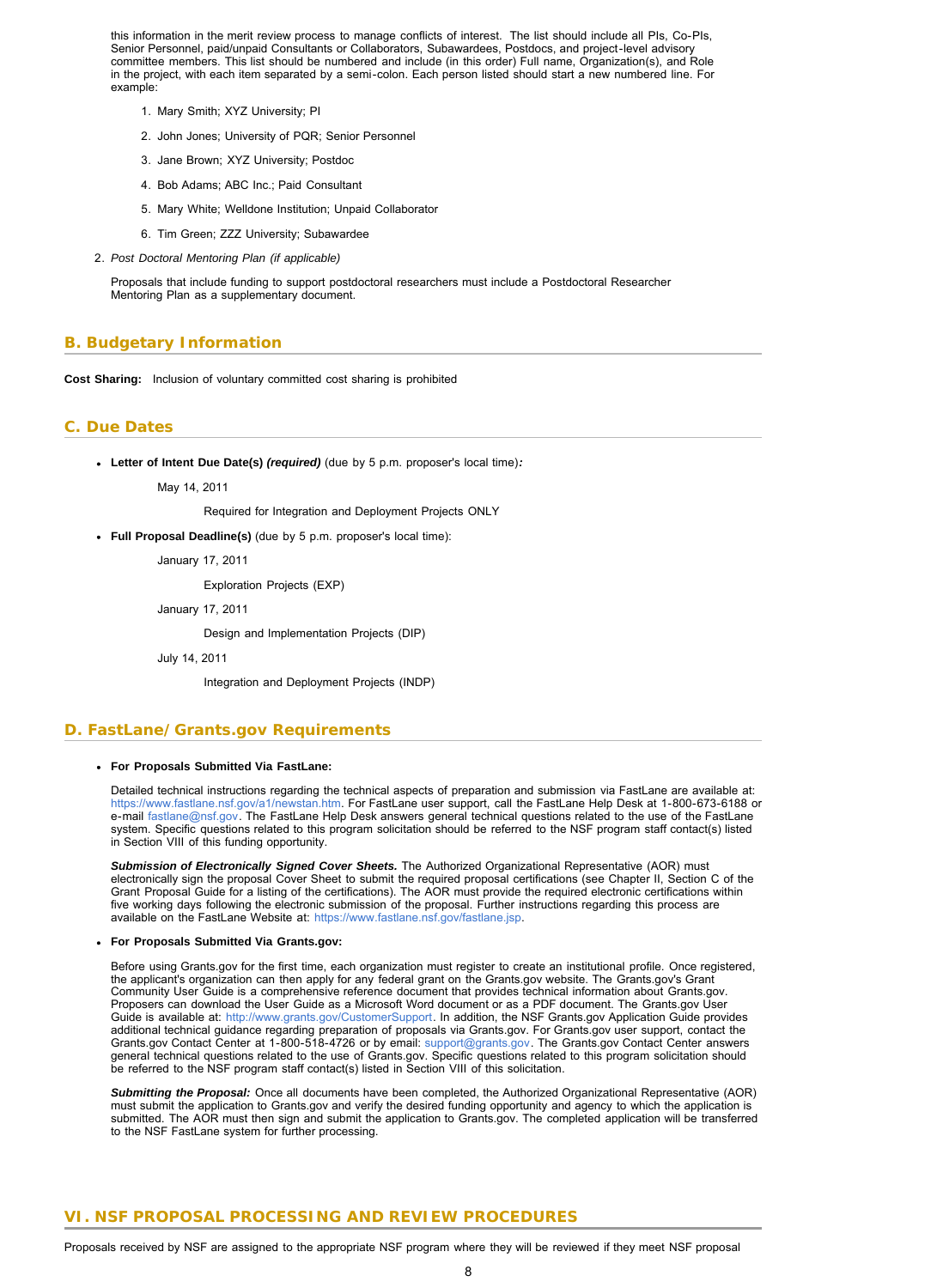this information in the merit review process to manage conflicts of interest. The list should include all PIs, Co-PIs, Senior Personnel, paid/unpaid Consultants or Collaborators, Subawardees, Postdocs, and project-level advisory committee members. This list should be numbered and include (in this order) Full name, Organization(s), and Role in the project, with each item separated by a semi-colon. Each person listed should start a new numbered line. For example:

1. Mary Smith; XYZ University; PI
2. John Jones; University of PQR; Senior Personnel
3. Jane Brown; XYZ University; Postdoc
4. Bob Adams; ABC Inc.; Paid Consultant
5. Mary White; Welldone Institution; Unpaid Collaborator
6. Tim Green; ZZZ University; Subawardee

2. *Post Doctoral Mentoring Plan (if applicable)*

   Proposals that include funding to support postdoctoral researchers must include a Postdoctoral Researcher Mentoring Plan as a supplementary document.

## B. Budgetary Information

**Cost Sharing:** Inclusion of voluntary committed cost sharing is prohibited

## C. Due Dates

- **Letter of Intent Due Date(s) *(required)*** (due by 5 p.m. proposer's local time)***:***

  May 14, 2011

  Required for Integration and Deployment Projects ONLY

- **Full Proposal Deadline(s)** (due by 5 p.m. proposer's local time):

  January 17, 2011

  Exploration Projects (EXP)

  January 17, 2011

  Design and Implementation Projects (DIP)

  July 14, 2011

  Integration and Deployment Projects (INDP)

## D. FastLane/Grants.gov Requirements

- **For Proposals Submitted Via FastLane:**

  Detailed technical instructions regarding the technical aspects of preparation and submission via FastLane are available at: https://www.fastlane.nsf.gov/a1/newstan.htm. For FastLane user support, call the FastLane Help Desk at 1-800-673-6188 or e-mail fastlane@nsf.gov. The FastLane Help Desk answers general technical questions related to the use of the FastLane system. Specific questions related to this program solicitation should be referred to the NSF program staff contact(s) listed in Section VIII of this funding opportunity.

  ***Submission of Electronically Signed Cover Sheets.*** The Authorized Organizational Representative (AOR) must electronically sign the proposal Cover Sheet to submit the required proposal certifications (see Chapter II, Section C of the Grant Proposal Guide for a listing of the certifications). The AOR must provide the required electronic certifications within five working days following the electronic submission of the proposal. Further instructions regarding this process are available on the FastLane Website at: https://www.fastlane.nsf.gov/fastlane.jsp.

- **For Proposals Submitted Via Grants.gov:**

  Before using Grants.gov for the first time, each organization must register to create an institutional profile. Once registered, the applicant's organization can then apply for any federal grant on the Grants.gov website. The Grants.gov's Grant Community User Guide is a comprehensive reference document that provides technical information about Grants.gov. Proposers can download the User Guide as a Microsoft Word document or as a PDF document. The Grants.gov User Guide is available at: http://www.grants.gov/CustomerSupport. In addition, the NSF Grants.gov Application Guide provides additional technical guidance regarding preparation of proposals via Grants.gov. For Grants.gov user support, contact the Grants.gov Contact Center at 1-800-518-4726 or by email: support@grants.gov. The Grants.gov Contact Center answers general technical questions related to the use of Grants.gov. Specific questions related to this program solicitation should be referred to the NSF program staff contact(s) listed in Section VIII of this solicitation.

  ***Submitting the Proposal:*** Once all documents have been completed, the Authorized Organizational Representative (AOR) must submit the application to Grants.gov and verify the desired funding opportunity and agency to which the application is submitted. The AOR must then sign and submit the application to Grants.gov. The completed application will be transferred to the NSF FastLane system for further processing.

# VI. NSF PROPOSAL PROCESSING AND REVIEW PROCEDURES

Proposals received by NSF are assigned to the appropriate NSF program where they will be reviewed if they meet NSF proposal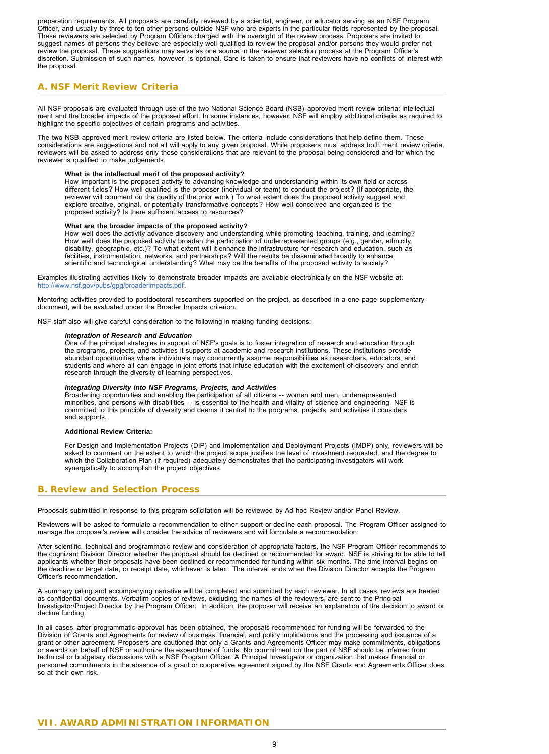preparation requirements. All proposals are carefully reviewed by a scientist, engineer, or educator serving as an NSF Program Officer, and usually by three to ten other persons outside NSF who are experts in the particular fields represented by the proposal. These reviewers are selected by Program Officers charged with the oversight of the review process. Proposers are invited to suggest names of persons they believe are especially well qualified to review the proposal and/or persons they would prefer not review the proposal. These suggestions may serve as one source in the reviewer selection process at the Program Officer's discretion. Submission of such names, however, is optional. Care is taken to ensure that reviewers have no conflicts of interest with the proposal.

## A. NSF Merit Review Criteria

All NSF proposals are evaluated through use of the two National Science Board (NSB)-approved merit review criteria: intellectual merit and the broader impacts of the proposed effort. In some instances, however, NSF will employ additional criteria as required to highlight the specific objectives of certain programs and activities.

The two NSB-approved merit review criteria are listed below. The criteria include considerations that help define them. These considerations are suggestions and not all will apply to any given proposal. While proposers must address both merit review criteria, reviewers will be asked to address only those considerations that are relevant to the proposal being considered and for which the reviewer is qualified to make judgements.

**What is the intellectual merit of the proposed activity?**
How important is the proposed activity to advancing knowledge and understanding within its own field or across different fields? How well qualified is the proposer (individual or team) to conduct the project? (If appropriate, the reviewer will comment on the quality of the prior work.) To what extent does the proposed activity suggest and explore creative, original, or potentially transformative concepts? How well conceived and organized is the proposed activity? Is there sufficient access to resources?

**What are the broader impacts of the proposed activity?**
How well does the activity advance discovery and understanding while promoting teaching, training, and learning? How well does the proposed activity broaden the participation of underrepresented groups (e.g., gender, ethnicity, disability, geographic, etc.)? To what extent will it enhance the infrastructure for research and education, such as facilities, instrumentation, networks, and partnerships? Will the results be disseminated broadly to enhance scientific and technological understanding? What may be the benefits of the proposed activity to society?

Examples illustrating activities likely to demonstrate broader impacts are available electronically on the NSF website at: http://www.nsf.gov/pubs/gpg/broaderimpacts.pdf.

Mentoring activities provided to postdoctoral researchers supported on the project, as described in a one-page supplementary document, will be evaluated under the Broader Impacts criterion.

NSF staff also will give careful consideration to the following in making funding decisions:

***Integration of Research and Education***
One of the principal strategies in support of NSF's goals is to foster integration of research and education through the programs, projects, and activities it supports at academic and research institutions. These institutions provide abundant opportunities where individuals may concurrently assume responsibilities as researchers, educators, and students and where all can engage in joint efforts that infuse education with the excitement of discovery and enrich research through the diversity of learning perspectives.

***Integrating Diversity into NSF Programs, Projects, and Activities***
Broadening opportunities and enabling the participation of all citizens -- women and men, underrepresented minorities, and persons with disabilities -- is essential to the health and vitality of science and engineering. NSF is committed to this principle of diversity and deems it central to the programs, projects, and activities it considers and supports.

**Additional Review Criteria:**

For Design and Implementation Projects (DIP) and Implementation and Deployment Projects (IMDP) only, reviewers will be asked to comment on the extent to which the project scope justifies the level of investment requested, and the degree to which the Collaboration Plan (if required) adequately demonstrates that the participating investigators will work synergistically to accomplish the project objectives.

## B. Review and Selection Process

Proposals submitted in response to this program solicitation will be reviewed by Ad hoc Review and/or Panel Review.

Reviewers will be asked to formulate a recommendation to either support or decline each proposal. The Program Officer assigned to manage the proposal's review will consider the advice of reviewers and will formulate a recommendation.

After scientific, technical and programmatic review and consideration of appropriate factors, the NSF Program Officer recommends to the cognizant Division Director whether the proposal should be declined or recommended for award. NSF is striving to be able to tell applicants whether their proposals have been declined or recommended for funding within six months. The time interval begins on the deadline or target date, or receipt date, whichever is later. The interval ends when the Division Director accepts the Program Officer's recommendation.

A summary rating and accompanying narrative will be completed and submitted by each reviewer. In all cases, reviews are treated as confidential documents. Verbatim copies of reviews, excluding the names of the reviewers, are sent to the Principal Investigator/Project Director by the Program Officer. In addition, the proposer will receive an explanation of the decision to award or decline funding.

In all cases, after programmatic approval has been obtained, the proposals recommended for funding will be forwarded to the Division of Grants and Agreements for review of business, financial, and policy implications and the processing and issuance of a grant or other agreement. Proposers are cautioned that only a Grants and Agreements Officer may make commitments, obligations or awards on behalf of NSF or authorize the expenditure of funds. No commitment on the part of NSF should be inferred from technical or budgetary discussions with a NSF Program Officer. A Principal Investigator or organization that makes financial or personnel commitments in the absence of a grant or cooperative agreement signed by the NSF Grants and Agreements Officer does so at their own risk.

# VII. AWARD ADMINISTRATION INFORMATION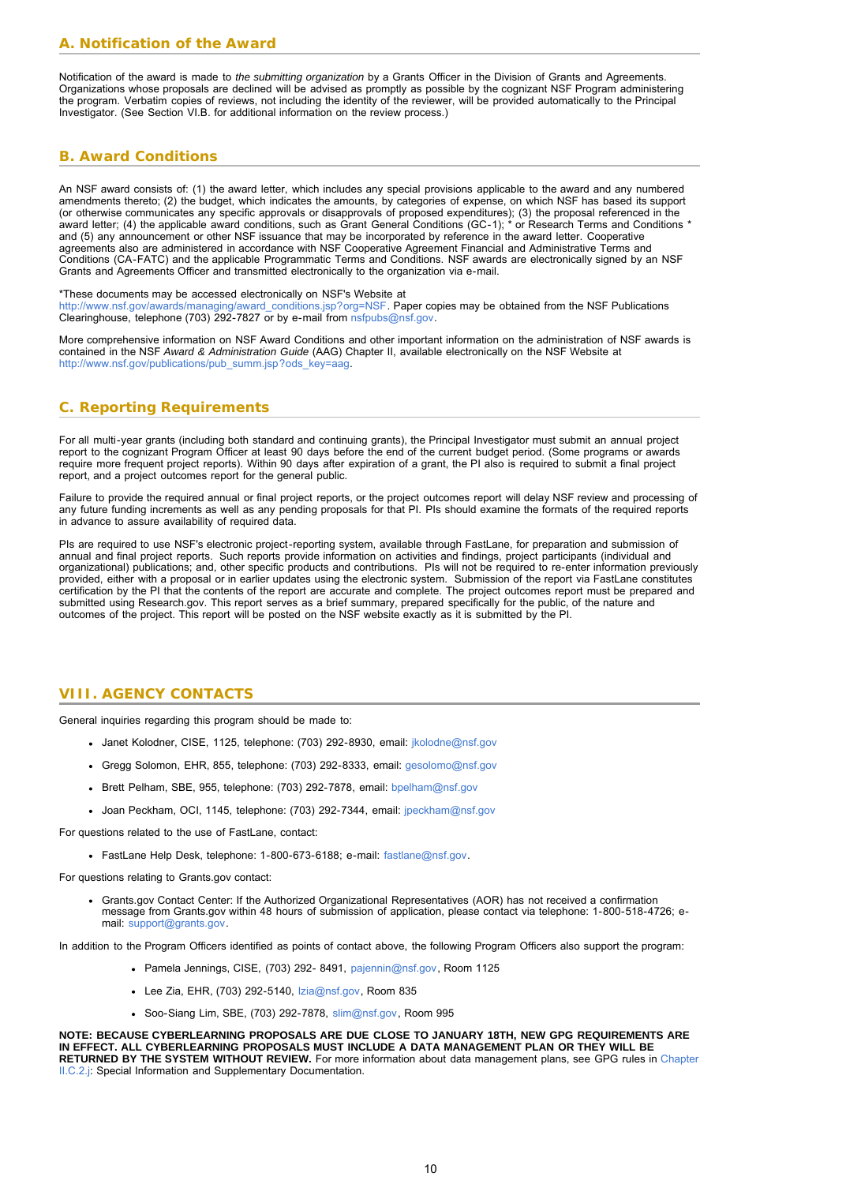## A. Notification of the Award

Notification of the award is made to *the submitting organization* by a Grants Officer in the Division of Grants and Agreements. Organizations whose proposals are declined will be advised as promptly as possible by the cognizant NSF Program administering the program. Verbatim copies of reviews, not including the identity of the reviewer, will be provided automatically to the Principal Investigator. (See Section VI.B. for additional information on the review process.)

## B. Award Conditions

An NSF award consists of: (1) the award letter, which includes any special provisions applicable to the award and any numbered amendments thereto; (2) the budget, which indicates the amounts, by categories of expense, on which NSF has based its support (or otherwise communicates any specific approvals or disapprovals of proposed expenditures); (3) the proposal referenced in the award letter; (4) the applicable award conditions, such as Grant General Conditions (GC-1); * or Research Terms and Conditions * and (5) any announcement or other NSF issuance that may be incorporated by reference in the award letter. Cooperative agreements also are administered in accordance with NSF Cooperative Agreement Financial and Administrative Terms and Conditions (CA-FATC) and the applicable Programmatic Terms and Conditions. NSF awards are electronically signed by an NSF Grants and Agreements Officer and transmitted electronically to the organization via e-mail.

*These documents may be accessed electronically on NSF's Website at http://www.nsf.gov/awards/managing/award_conditions.jsp?org=NSF. Paper copies may be obtained from the NSF Publications Clearinghouse, telephone (703) 292-7827 or by e-mail from nsfpubs@nsf.gov.

More comprehensive information on NSF Award Conditions and other important information on the administration of NSF awards is contained in the NSF *Award & Administration Guide* (AAG) Chapter II, available electronically on the NSF Website at http://www.nsf.gov/publications/pub_summ.jsp?ods_key=aag.

## C. Reporting Requirements

For all multi-year grants (including both standard and continuing grants), the Principal Investigator must submit an annual project report to the cognizant Program Officer at least 90 days before the end of the current budget period. (Some programs or awards require more frequent project reports). Within 90 days after expiration of a grant, the PI also is required to submit a final project report, and a project outcomes report for the general public.

Failure to provide the required annual or final project reports, or the project outcomes report will delay NSF review and processing of any future funding increments as well as any pending proposals for that PI. PIs should examine the formats of the required reports in advance to assure availability of required data.

PIs are required to use NSF's electronic project-reporting system, available through FastLane, for preparation and submission of annual and final project reports. Such reports provide information on activities and findings, project participants (individual and organizational) publications; and, other specific products and contributions. PIs will not be required to re-enter information previously provided, either with a proposal or in earlier updates using the electronic system. Submission of the report via FastLane constitutes certification by the PI that the contents of the report are accurate and complete. The project outcomes report must be prepared and submitted using Research.gov. This report serves as a brief summary, prepared specifically for the public, of the nature and outcomes of the project. This report will be posted on the NSF website exactly as it is submitted by the PI.

# VIII. AGENCY CONTACTS

General inquiries regarding this program should be made to:

- Janet Kolodner, CISE, 1125, telephone: (703) 292-8930, email: jkolodne@nsf.gov
- Gregg Solomon, EHR, 855, telephone: (703) 292-8333, email: gesolomo@nsf.gov
- Brett Pelham, SBE, 955, telephone: (703) 292-7878, email: bpelham@nsf.gov
- Joan Peckham, OCI, 1145, telephone: (703) 292-7344, email: jpeckham@nsf.gov

For questions related to the use of FastLane, contact:

- FastLane Help Desk, telephone: 1-800-673-6188; e-mail: fastlane@nsf.gov.

For questions relating to Grants.gov contact:

- Grants.gov Contact Center: If the Authorized Organizational Representatives (AOR) has not received a confirmation message from Grants.gov within 48 hours of submission of application, please contact via telephone: 1-800-518-4726; e-mail: support@grants.gov.

In addition to the Program Officers identified as points of contact above, the following Program Officers also support the program:

- Pamela Jennings, CISE, (703) 292- 8491, pajennin@nsf.gov, Room 1125
- Lee Zia, EHR, (703) 292-5140, lzia@nsf.gov, Room 835
- Soo-Siang Lim, SBE, (703) 292-7878, slim@nsf.gov, Room 995

**NOTE: BECAUSE CYBERLEARNING PROPOSALS ARE DUE CLOSE TO JANUARY 18TH, NEW GPG REQUIREMENTS ARE IN EFFECT. ALL CYBERLEARNING PROPOSALS MUST INCLUDE A DATA MANAGEMENT PLAN OR THEY WILL BE RETURNED BY THE SYSTEM WITHOUT REVIEW.** For more information about data management plans, see GPG rules in Chapter II.C.2.j: Special Information and Supplementary Documentation.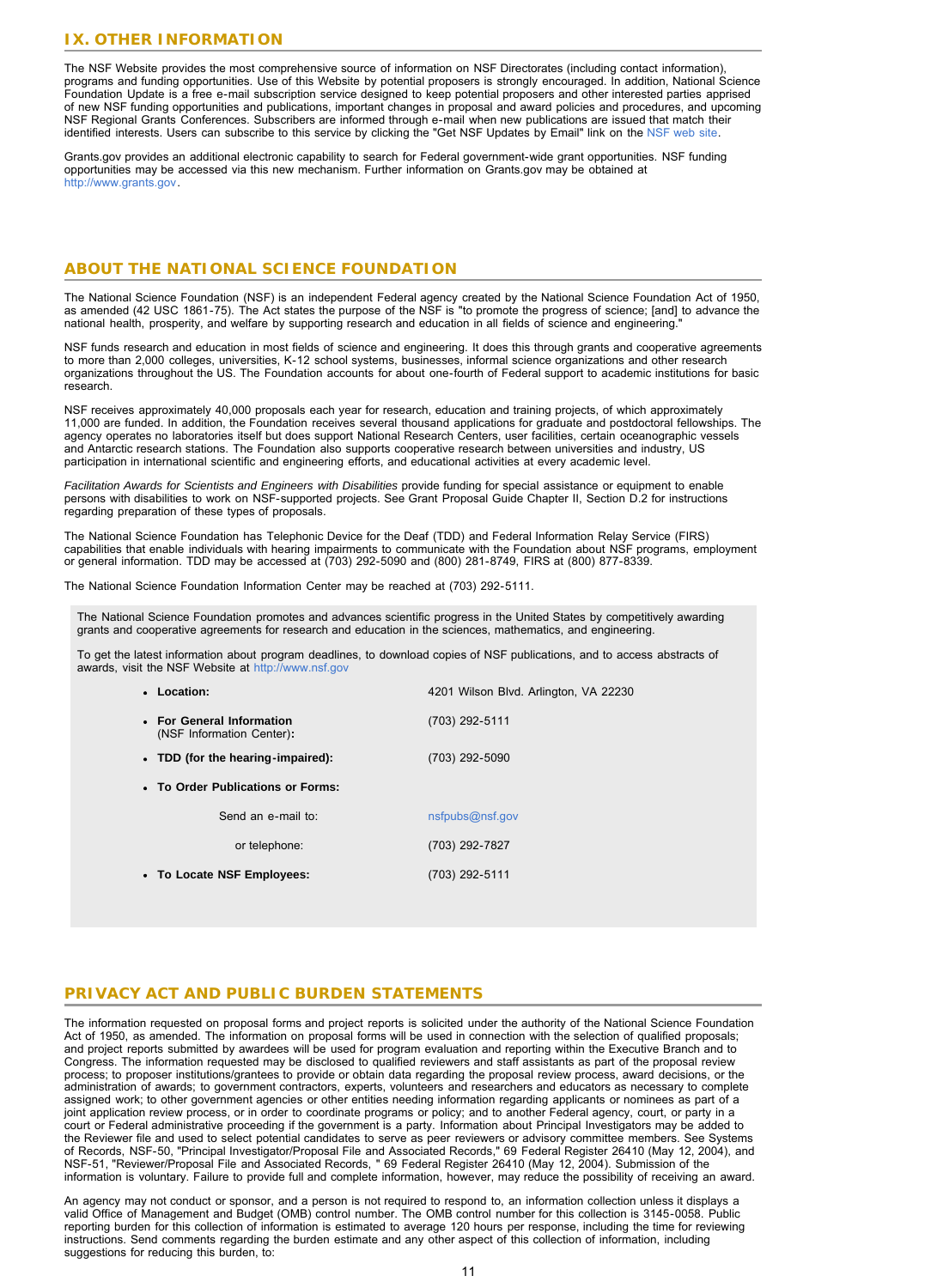## IX. OTHER INFORMATION

The NSF Website provides the most comprehensive source of information on NSF Directorates (including contact information), programs and funding opportunities. Use of this Website by potential proposers is strongly encouraged. In addition, National Science Foundation Update is a free e-mail subscription service designed to keep potential proposers and other interested parties apprised of new NSF funding opportunities and publications, important changes in proposal and award policies and procedures, and upcoming NSF Regional Grants Conferences. Subscribers are informed through e-mail when new publications are issued that match their identified interests. Users can subscribe to this service by clicking the "Get NSF Updates by Email" link on the NSF web site.

Grants.gov provides an additional electronic capability to search for Federal government-wide grant opportunities. NSF funding opportunities may be accessed via this new mechanism. Further information on Grants.gov may be obtained at http://www.grants.gov.

## ABOUT THE NATIONAL SCIENCE FOUNDATION

The National Science Foundation (NSF) is an independent Federal agency created by the National Science Foundation Act of 1950, as amended (42 USC 1861-75). The Act states the purpose of the NSF is "to promote the progress of science; [and] to advance the national health, prosperity, and welfare by supporting research and education in all fields of science and engineering."

NSF funds research and education in most fields of science and engineering. It does this through grants and cooperative agreements to more than 2,000 colleges, universities, K-12 school systems, businesses, informal science organizations and other research organizations throughout the US. The Foundation accounts for about one-fourth of Federal support to academic institutions for basic research.

NSF receives approximately 40,000 proposals each year for research, education and training projects, of which approximately 11,000 are funded. In addition, the Foundation receives several thousand applications for graduate and postdoctoral fellowships. The agency operates no laboratories itself but does support National Research Centers, user facilities, certain oceanographic vessels and Antarctic research stations. The Foundation also supports cooperative research between universities and industry, US participation in international scientific and engineering efforts, and educational activities at every academic level.

*Facilitation Awards for Scientists and Engineers with Disabilities* provide funding for special assistance or equipment to enable persons with disabilities to work on NSF-supported projects. See Grant Proposal Guide Chapter II, Section D.2 for instructions regarding preparation of these types of proposals.

The National Science Foundation has Telephonic Device for the Deaf (TDD) and Federal Information Relay Service (FIRS) capabilities that enable individuals with hearing impairments to communicate with the Foundation about NSF programs, employment or general information. TDD may be accessed at (703) 292-5090 and (800) 281-8749, FIRS at (800) 877-8339.

The National Science Foundation Information Center may be reached at (703) 292-5111.

The National Science Foundation promotes and advances scientific progress in the United States by competitively awarding grants and cooperative agreements for research and education in the sciences, mathematics, and engineering.

To get the latest information about program deadlines, to download copies of NSF publications, and to access abstracts of awards, visit the NSF Website at http://www.nsf.gov

- **Location:** 4201 Wilson Blvd. Arlington, VA 22230
- **For General Information** (NSF Information Center)**:** (703) 292-5111
- **TDD (for the hearing-impaired):** (703) 292-5090
- **To Order Publications or Forms:**
  - Send an e-mail to: nsfpubs@nsf.gov
  - or telephone: (703) 292-7827
- **To Locate NSF Employees:** (703) 292-5111

## PRIVACY ACT AND PUBLIC BURDEN STATEMENTS

The information requested on proposal forms and project reports is solicited under the authority of the National Science Foundation Act of 1950, as amended. The information on proposal forms will be used in connection with the selection of qualified proposals; and project reports submitted by awardees will be used for program evaluation and reporting within the Executive Branch and to Congress. The information requested may be disclosed to qualified reviewers and staff assistants as part of the proposal review process; to proposer institutions/grantees to provide or obtain data regarding the proposal review process, award decisions, or the administration of awards; to government contractors, experts, volunteers and researchers and educators as necessary to complete assigned work; to other government agencies or other entities needing information regarding applicants or nominees as part of a joint application review process, or in order to coordinate programs or policy; and to another Federal agency, court, or party in a court or Federal administrative proceeding if the government is a party. Information about Principal Investigators may be added to the Reviewer file and used to select potential candidates to serve as peer reviewers or advisory committee members. See Systems of Records, NSF-50, "Principal Investigator/Proposal File and Associated Records," 69 Federal Register 26410 (May 12, 2004), and NSF-51, "Reviewer/Proposal File and Associated Records, " 69 Federal Register 26410 (May 12, 2004). Submission of the information is voluntary. Failure to provide full and complete information, however, may reduce the possibility of receiving an award.

An agency may not conduct or sponsor, and a person is not required to respond to, an information collection unless it displays a valid Office of Management and Budget (OMB) control number. The OMB control number for this collection is 3145-0058. Public reporting burden for this collection of information is estimated to average 120 hours per response, including the time for reviewing instructions. Send comments regarding the burden estimate and any other aspect of this collection of information, including suggestions for reducing this burden, to: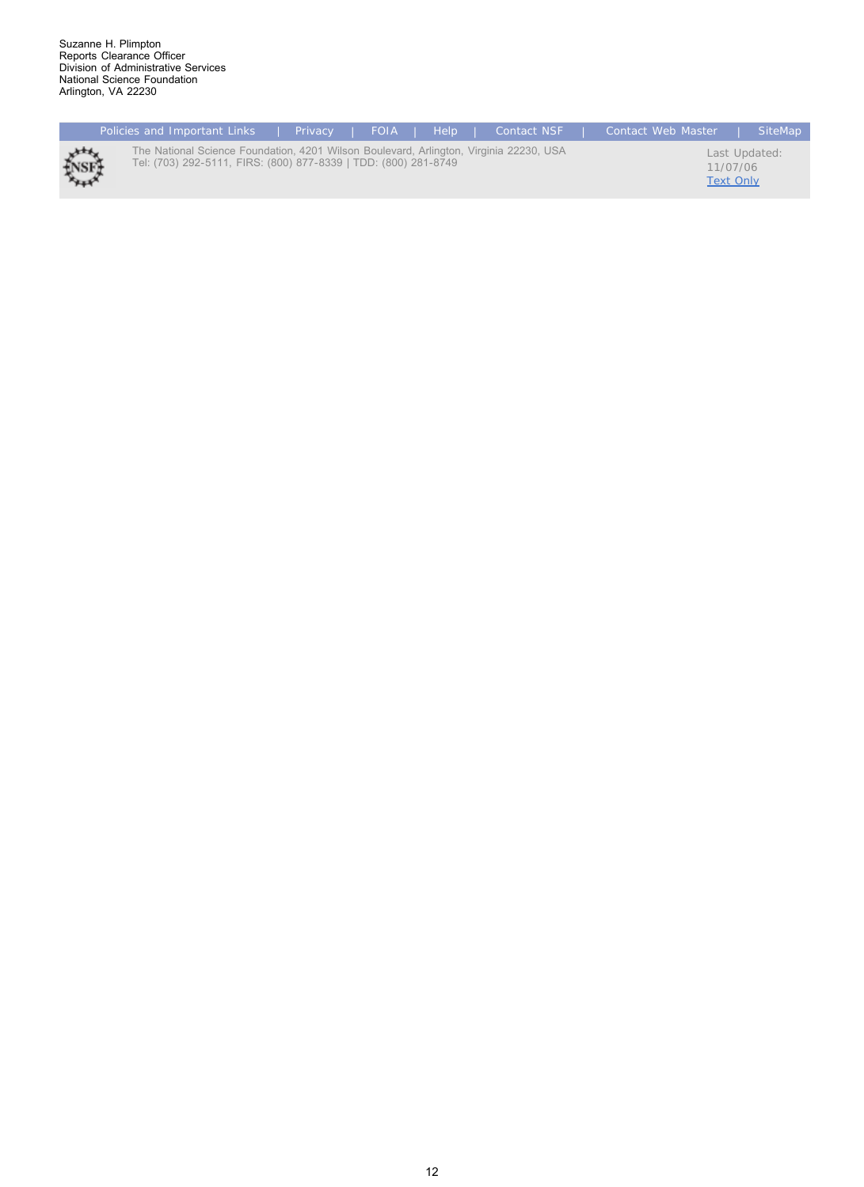Suzanne H. Plimpton
Reports Clearance Officer
Division of Administrative Services
National Science Foundation
Arlington, VA 22230

Policies and Important Links | Privacy | FOIA | Help | Contact NSF | Contact Web Master | SiteMap

The National Science Foundation, 4201 Wilson Boulevard, Arlington, Virginia 22230, USA
Tel: (703) 292-5111, FIRS: (800) 877-8339 | TDD: (800) 281-8749

Last Updated:
11/07/06
Text Only